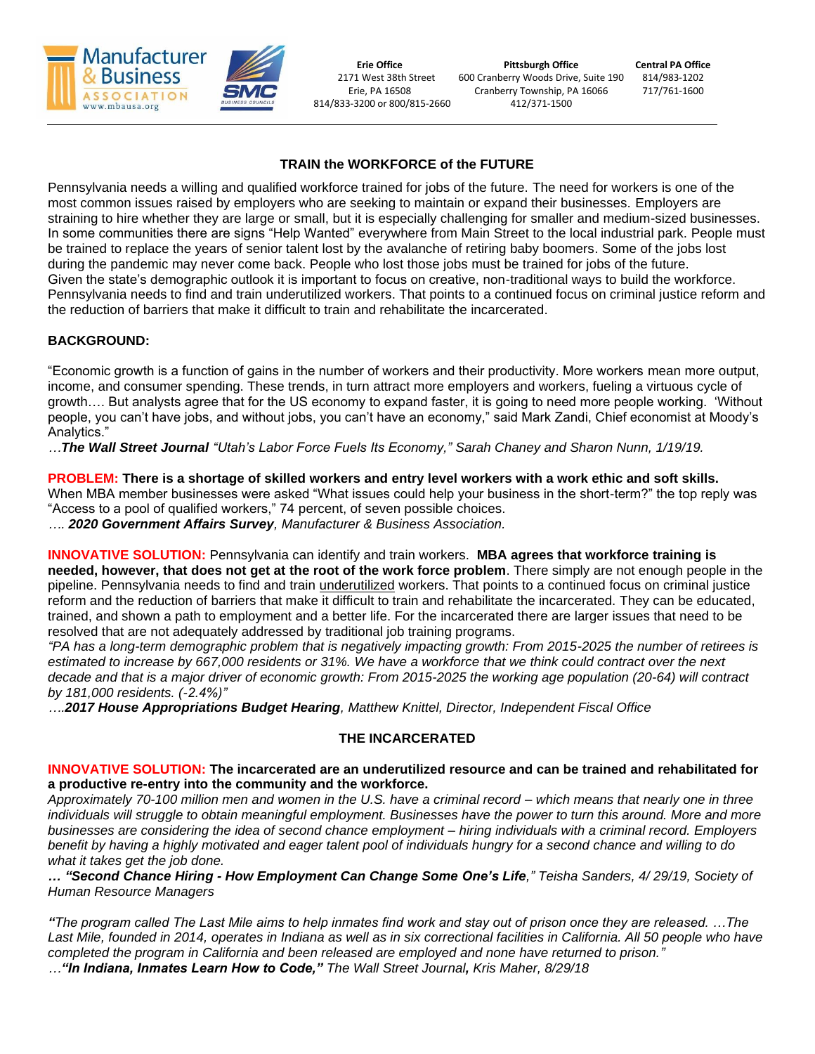Manufacturer & Business ASSOCIATION www.mbausa.org

SMC BUSINESS COUNCILS

**Erie Office**
2171 West 38th Street
Erie, PA 16508
814/833-3200 or 800/815-2660

**Pittsburgh Office**
600 Cranberry Woods Drive, Suite 190
Cranberry Township, PA 16066
412/371-1500

**Central PA Office**
814/983-1202
717/761-1600

## TRAIN the WORKFORCE of the FUTURE

Pennsylvania needs a willing and qualified workforce trained for jobs of the future. The need for workers is one of the most common issues raised by employers who are seeking to maintain or expand their businesses. Employers are straining to hire whether they are large or small, but it is especially challenging for smaller and medium-sized businesses. In some communities there are signs "Help Wanted" everywhere from Main Street to the local industrial park. People must be trained to replace the years of senior talent lost by the avalanche of retiring baby boomers. Some of the jobs lost during the pandemic may never come back. People who lost those jobs must be trained for jobs of the future. Given the state's demographic outlook it is important to focus on creative, non-traditional ways to build the workforce. Pennsylvania needs to find and train underutilized workers. That points to a continued focus on criminal justice reform and the reduction of barriers that make it difficult to train and rehabilitate the incarcerated.

### BACKGROUND:

"Economic growth is a function of gains in the number of workers and their productivity. More workers mean more output, income, and consumer spending. These trends, in turn attract more employers and workers, fueling a virtuous cycle of growth…. But analysts agree that for the US economy to expand faster, it is going to need more people working. 'Without people, you can't have jobs, and without jobs, you can't have an economy," said Mark Zandi, Chief economist at Moody's Analytics."
*…**The Wall Street Journal** "Utah's Labor Force Fuels Its Economy," Sarah Chaney and Sharon Nunn, 1/19/19.*

**PROBLEM: There is a shortage of skilled workers and entry level workers with a work ethic and soft skills.**
When MBA member businesses were asked "What issues could help your business in the short-term?" the top reply was "Access to a pool of qualified workers," 74 percent, of seven possible choices.
*…. **2020 Government Affairs Survey**, Manufacturer & Business Association.*

**INNOVATIVE SOLUTION:** Pennsylvania can identify and train workers. **MBA agrees that workforce training is needed, however, that does not get at the root of the work force problem**. There simply are not enough people in the pipeline. Pennsylvania needs to find and train underutilized workers. That points to a continued focus on criminal justice reform and the reduction of barriers that make it difficult to train and rehabilitate the incarcerated. They can be educated, trained, and shown a path to employment and a better life. For the incarcerated there are larger issues that need to be resolved that are not adequately addressed by traditional job training programs.
*"PA has a long-term demographic problem that is negatively impacting growth: From 2015-2025 the number of retirees is estimated to increase by 667,000 residents or 31%. We have a workforce that we think could contract over the next decade and that is a major driver of economic growth: From 2015-2025 the working age population (20-64) will contract by 181,000 residents. (-2.4%)"*
*….**2017 House Appropriations Budget Hearing**, Matthew Knittel, Director, Independent Fiscal Office*

## THE INCARCERATED

**INNOVATIVE SOLUTION: The incarcerated are an underutilized resource and can be trained and rehabilitated for a productive re-entry into the community and the workforce.**
*Approximately 70-100 million men and women in the U.S. have a criminal record – which means that nearly one in three individuals will struggle to obtain meaningful employment. Businesses have the power to turn this around. More and more businesses are considering the idea of second chance employment – hiring individuals with a criminal record. Employers benefit by having a highly motivated and eager talent pool of individuals hungry for a second chance and willing to do what it takes get the job done.*
*… **"Second Chance Hiring - How Employment Can Change Some One's Life**," Teisha Sanders, 4/ 29/19, Society of Human Resource Managers*

*"The program called The Last Mile aims to help inmates find work and stay out of prison once they are released. …The Last Mile, founded in 2014, operates in Indiana as well as in six correctional facilities in California. All 50 people who have completed the program in California and been released are employed and none have returned to prison."*
*…**"In Indiana, Inmates Learn How to Code,"** The Wall Street Journal**,** Kris Maher, 8/29/18*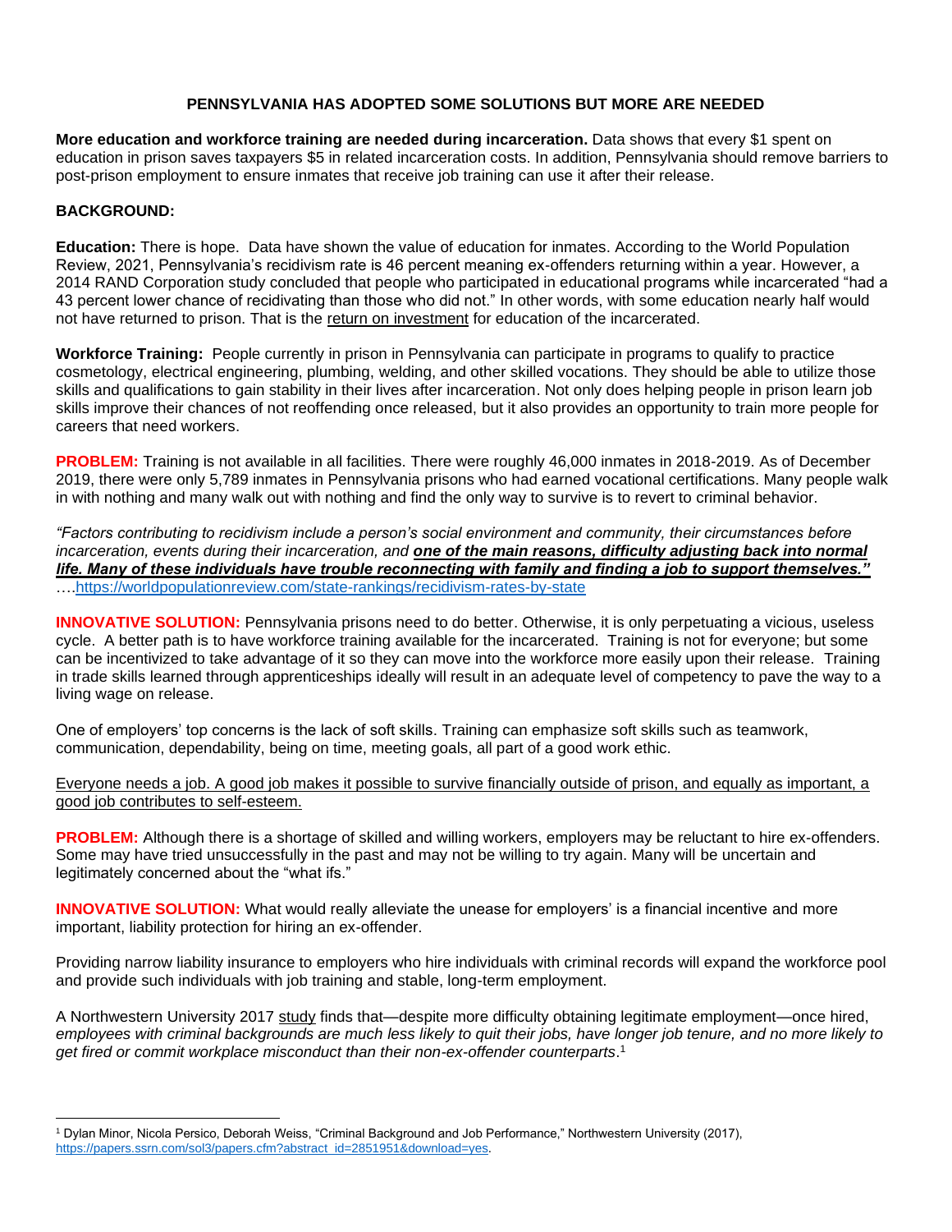**PENNSYLVANIA HAS ADOPTED SOME SOLUTIONS BUT MORE ARE NEEDED**

**More education and workforce training are needed during incarceration.** Data shows that every $1 spent on education in prison saves taxpayers $5 in related incarceration costs. In addition, Pennsylvania should remove barriers to post-prison employment to ensure inmates that receive job training can use it after their release.

**BACKGROUND:**

**Education:** There is hope. Data have shown the value of education for inmates. According to the World Population Review, 2021, Pennsylvania's recidivism rate is 46 percent meaning ex-offenders returning within a year. However, a 2014 RAND Corporation study concluded that people who participated in educational programs while incarcerated "had a 43 percent lower chance of recidivating than those who did not." In other words, with some education nearly half would not have returned to prison. That is the return on investment for education of the incarcerated.

**Workforce Training:** People currently in prison in Pennsylvania can participate in programs to qualify to practice cosmetology, electrical engineering, plumbing, welding, and other skilled vocations. They should be able to utilize those skills and qualifications to gain stability in their lives after incarceration. Not only does helping people in prison learn job skills improve their chances of not reoffending once released, but it also provides an opportunity to train more people for careers that need workers.

**PROBLEM:** Training is not available in all facilities. There were roughly 46,000 inmates in 2018-2019. As of December 2019, there were only 5,789 inmates in Pennsylvania prisons who had earned vocational certifications. Many people walk in with nothing and many walk out with nothing and find the only way to survive is to revert to criminal behavior.

*"Factors contributing to recidivism include a person's social environment and community, their circumstances before incarceration, events during their incarceration, and* ***one of the main reasons, difficulty adjusting back into normal life. Many of these individuals have trouble reconnecting with family and finding a job to support themselves."*** ….https://worldpopulationreview.com/state-rankings/recidivism-rates-by-state

**INNOVATIVE SOLUTION:** Pennsylvania prisons need to do better. Otherwise, it is only perpetuating a vicious, useless cycle. A better path is to have workforce training available for the incarcerated. Training is not for everyone; but some can be incentivized to take advantage of it so they can move into the workforce more easily upon their release. Training in trade skills learned through apprenticeships ideally will result in an adequate level of competency to pave the way to a living wage on release.

One of employers' top concerns is the lack of soft skills. Training can emphasize soft skills such as teamwork, communication, dependability, being on time, meeting goals, all part of a good work ethic.

Everyone needs a job. A good job makes it possible to survive financially outside of prison, and equally as important, a good job contributes to self-esteem.

**PROBLEM:** Although there is a shortage of skilled and willing workers, employers may be reluctant to hire ex-offenders. Some may have tried unsuccessfully in the past and may not be willing to try again. Many will be uncertain and legitimately concerned about the "what ifs."

**INNOVATIVE SOLUTION:** What would really alleviate the unease for employers' is a financial incentive and more important, liability protection for hiring an ex-offender.

Providing narrow liability insurance to employers who hire individuals with criminal records will expand the workforce pool and provide such individuals with job training and stable, long-term employment.

A Northwestern University 2017 study finds that—despite more difficulty obtaining legitimate employment—once hired, *employees with criminal backgrounds are much less likely to quit their jobs, have longer job tenure, and no more likely to get fired or commit workplace misconduct than their non-ex-offender counterparts*.[1]

---

[1] Dylan Minor, Nicola Persico, Deborah Weiss, "Criminal Background and Job Performance," Northwestern University (2017), https://papers.ssrn.com/sol3/papers.cfm?abstract_id=2851951&download=yes.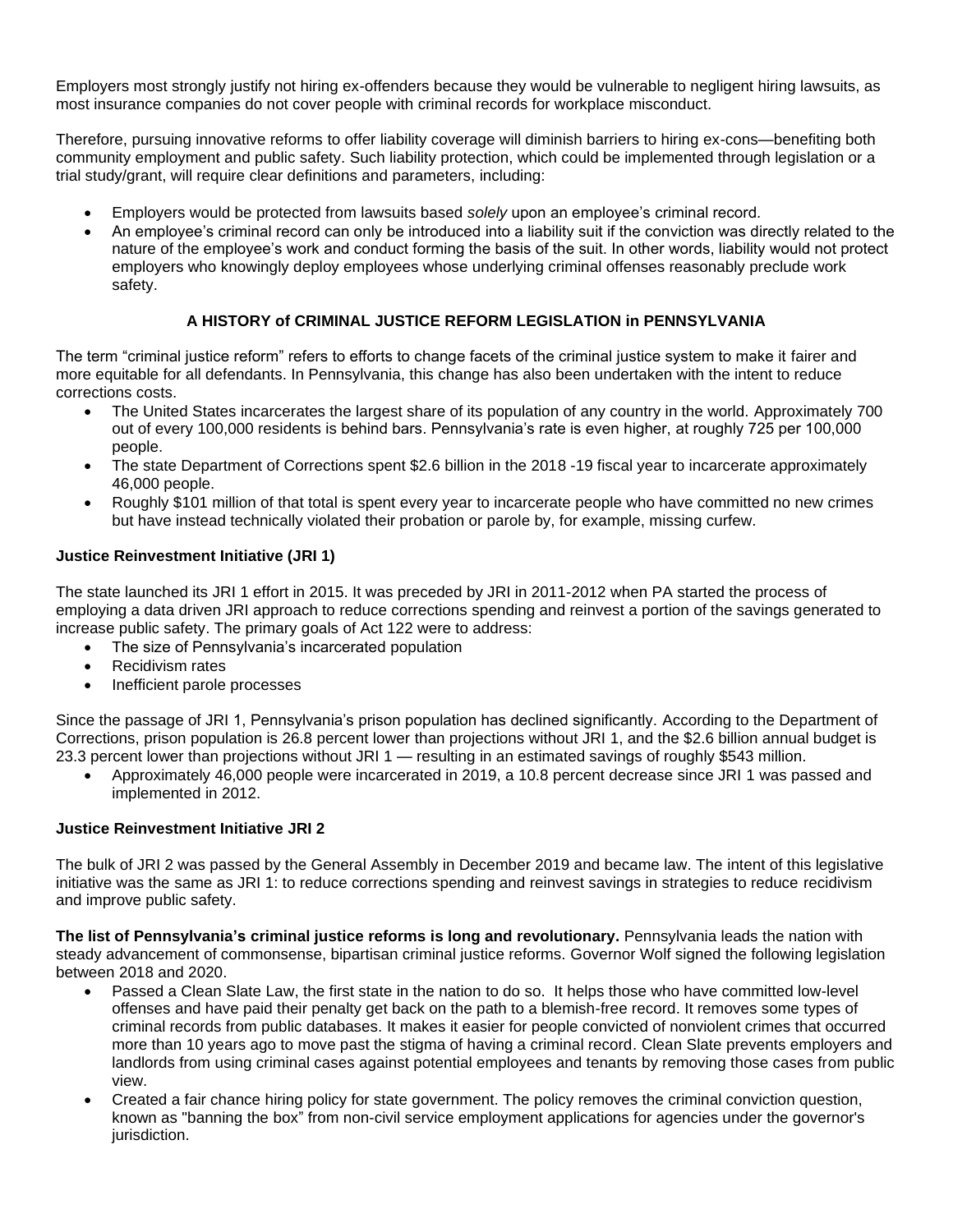Employers most strongly justify not hiring ex-offenders because they would be vulnerable to negligent hiring lawsuits, as most insurance companies do not cover people with criminal records for workplace misconduct.

Therefore, pursuing innovative reforms to offer liability coverage will diminish barriers to hiring ex-cons—benefiting both community employment and public safety. Such liability protection, which could be implemented through legislation or a trial study/grant, will require clear definitions and parameters, including:

- Employers would be protected from lawsuits based *solely* upon an employee's criminal record.
- An employee's criminal record can only be introduced into a liability suit if the conviction was directly related to the nature of the employee's work and conduct forming the basis of the suit. In other words, liability would not protect employers who knowingly deploy employees whose underlying criminal offenses reasonably preclude work safety.

## A HISTORY of CRIMINAL JUSTICE REFORM LEGISLATION in PENNSYLVANIA

The term "criminal justice reform" refers to efforts to change facets of the criminal justice system to make it fairer and more equitable for all defendants. In Pennsylvania, this change has also been undertaken with the intent to reduce corrections costs.

- The United States incarcerates the largest share of its population of any country in the world. Approximately 700 out of every 100,000 residents is behind bars. Pennsylvania's rate is even higher, at roughly 725 per 100,000 people.
- The state Department of Corrections spent $2.6 billion in the 2018 -19 fiscal year to incarcerate approximately 46,000 people.
- Roughly $101 million of that total is spent every year to incarcerate people who have committed no new crimes but have instead technically violated their probation or parole by, for example, missing curfew.

### Justice Reinvestment Initiative (JRI 1)

The state launched its JRI 1 effort in 2015. It was preceded by JRI in 2011-2012 when PA started the process of employing a data driven JRI approach to reduce corrections spending and reinvest a portion of the savings generated to increase public safety. The primary goals of Act 122 were to address:

- The size of Pennsylvania's incarcerated population
- Recidivism rates
- Inefficient parole processes

Since the passage of JRI 1, Pennsylvania's prison population has declined significantly. According to the Department of Corrections, prison population is 26.8 percent lower than projections without JRI 1, and the $2.6 billion annual budget is 23.3 percent lower than projections without JRI 1 — resulting in an estimated savings of roughly $543 million.

- Approximately 46,000 people were incarcerated in 2019, a 10.8 percent decrease since JRI 1 was passed and implemented in 2012.

### Justice Reinvestment Initiative JRI 2

The bulk of JRI 2 was passed by the General Assembly in December 2019 and became law. The intent of this legislative initiative was the same as JRI 1: to reduce corrections spending and reinvest savings in strategies to reduce recidivism and improve public safety.

**The list of Pennsylvania's criminal justice reforms is long and revolutionary.** Pennsylvania leads the nation with steady advancement of commonsense, bipartisan criminal justice reforms. Governor Wolf signed the following legislation between 2018 and 2020.

- Passed a Clean Slate Law, the first state in the nation to do so. It helps those who have committed low-level offenses and have paid their penalty get back on the path to a blemish-free record. It removes some types of criminal records from public databases. It makes it easier for people convicted of nonviolent crimes that occurred more than 10 years ago to move past the stigma of having a criminal record. Clean Slate prevents employers and landlords from using criminal cases against potential employees and tenants by removing those cases from public view.
- Created a fair chance hiring policy for state government. The policy removes the criminal conviction question, known as "banning the box" from non-civil service employment applications for agencies under the governor's jurisdiction.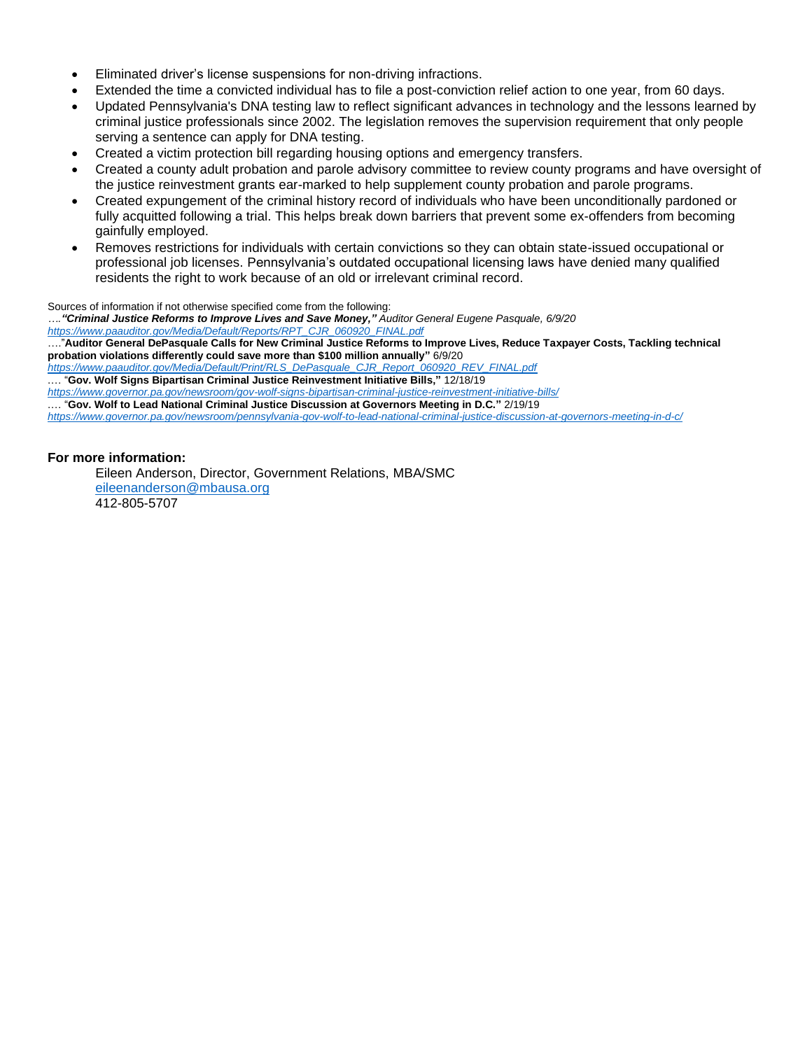- Eliminated driver's license suspensions for non-driving infractions.
- Extended the time a convicted individual has to file a post-conviction relief action to one year, from 60 days.
- Updated Pennsylvania's DNA testing law to reflect significant advances in technology and the lessons learned by criminal justice professionals since 2002. The legislation removes the supervision requirement that only people serving a sentence can apply for DNA testing.
- Created a victim protection bill regarding housing options and emergency transfers.
- Created a county adult probation and parole advisory committee to review county programs and have oversight of the justice reinvestment grants ear-marked to help supplement county probation and parole programs.
- Created expungement of the criminal history record of individuals who have been unconditionally pardoned or fully acquitted following a trial. This helps break down barriers that prevent some ex-offenders from becoming gainfully employed.
- Removes restrictions for individuals with certain convictions so they can obtain state-issued occupational or professional job licenses. Pennsylvania's outdated occupational licensing laws have denied many qualified residents the right to work because of an old or irrelevant criminal record.

Sources of information if not otherwise specified come from the following:

….***"Criminal Justice Reforms to Improve Lives and Save Money,"*** *Auditor General Eugene Pasquale, 6/9/20*
*https://www.paauditor.gov/Media/Default/Reports/RPT_CJR_060920_FINAL.pdf*

…."**Auditor General DePasquale Calls for New Criminal Justice Reforms to Improve Lives, Reduce Taxpayer Costs, Tackling technical probation violations differently could save more than $100 million annually"** 6/9/20
*https://www.paauditor.gov/Media/Default/Print/RLS_DePasquale_CJR_Report_060920_REV_FINAL.pdf*

…. "**Gov. Wolf Signs Bipartisan Criminal Justice Reinvestment Initiative Bills,"** 12/18/19
*https://www.governor.pa.gov/newsroom/gov-wolf-signs-bipartisan-criminal-justice-reinvestment-initiative-bills/*

…. "**Gov. Wolf to Lead National Criminal Justice Discussion at Governors Meeting in D.C."** 2/19/19
*https://www.governor.pa.gov/newsroom/pennsylvania-gov-wolf-to-lead-national-criminal-justice-discussion-at-governors-meeting-in-d-c/*

**For more information:**

Eileen Anderson, Director, Government Relations, MBA/SMC
eileenanderson@mbausa.org
412-805-5707